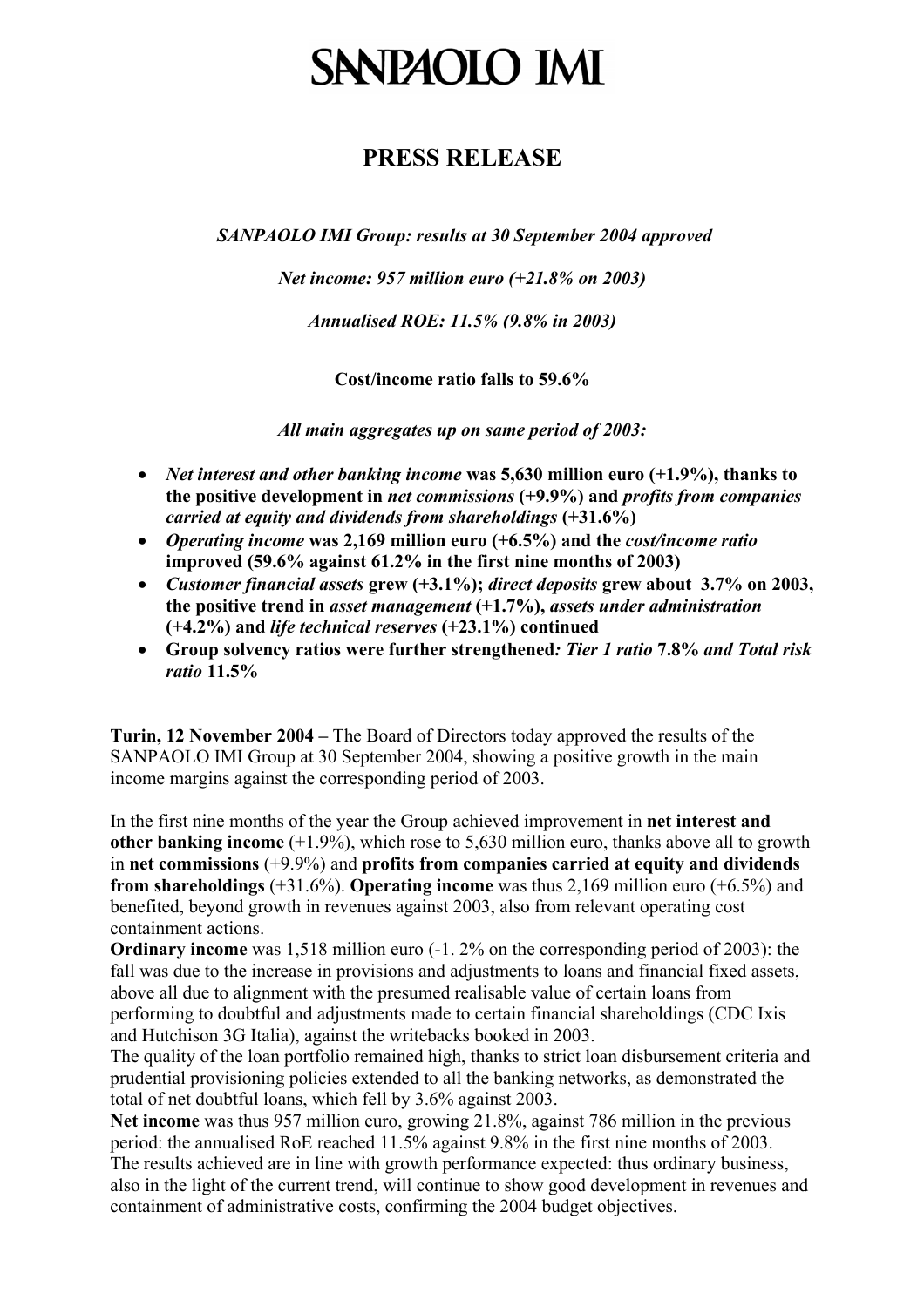# SANPAOLO IMI

## PRESS RELEASE

*SANPAOLO IMI Group: results at 30 September 2004 approved*

*Net income: 957 million euro (+21.8% on 2003)*

*Annualised ROE: 11.5% (9.8% in 2003)*

**Cost/income ratio falls to 59.6%**

*All main aggregates up on same period of 2003:*

- ***Net interest and other banking income* was 5,630 million euro (+1.9%), thanks to the positive development in *net commissions* (+9.9%) and *profits from companies carried at equity and dividends from shareholdings* (+31.6%)**
- ***Operating income* was 2,169 million euro (+6.5%) and the *cost/income ratio* improved (59.6% against 61.2% in the first nine months of 2003)**
- ***Customer financial assets* grew (+3.1%); *direct deposits* grew about 3.7% on 2003, the positive trend in *asset management* (+1.7%), *assets under administration* (+4.2%) and *life technical reserves* (+23.1%) continued**
- **Group solvency ratios were further strengthened*: Tier 1 ratio* 7.8% *and Total risk ratio* 11.5%**

**Turin, 12 November 2004 –** The Board of Directors today approved the results of the SANPAOLO IMI Group at 30 September 2004, showing a positive growth in the main income margins against the corresponding period of 2003.

In the first nine months of the year the Group achieved improvement in **net interest and other banking income** (+1.9%), which rose to 5,630 million euro, thanks above all to growth in **net commissions** (+9.9%) and **profits from companies carried at equity and dividends from shareholdings** (+31.6%). **Operating income** was thus 2,169 million euro (+6.5%) and benefited, beyond growth in revenues against 2003, also from relevant operating cost containment actions.

**Ordinary income** was 1,518 million euro (-1. 2% on the corresponding period of 2003): the fall was due to the increase in provisions and adjustments to loans and financial fixed assets, above all due to alignment with the presumed realisable value of certain loans from performing to doubtful and adjustments made to certain financial shareholdings (CDC Ixis and Hutchison 3G Italia), against the writebacks booked in 2003.

The quality of the loan portfolio remained high, thanks to strict loan disbursement criteria and prudential provisioning policies extended to all the banking networks, as demonstrated the total of net doubtful loans, which fell by 3.6% against 2003.

**Net income** was thus 957 million euro, growing 21.8%, against 786 million in the previous period: the annualised RoE reached 11.5% against 9.8% in the first nine months of 2003.

The results achieved are in line with growth performance expected: thus ordinary business, also in the light of the current trend, will continue to show good development in revenues and containment of administrative costs, confirming the 2004 budget objectives.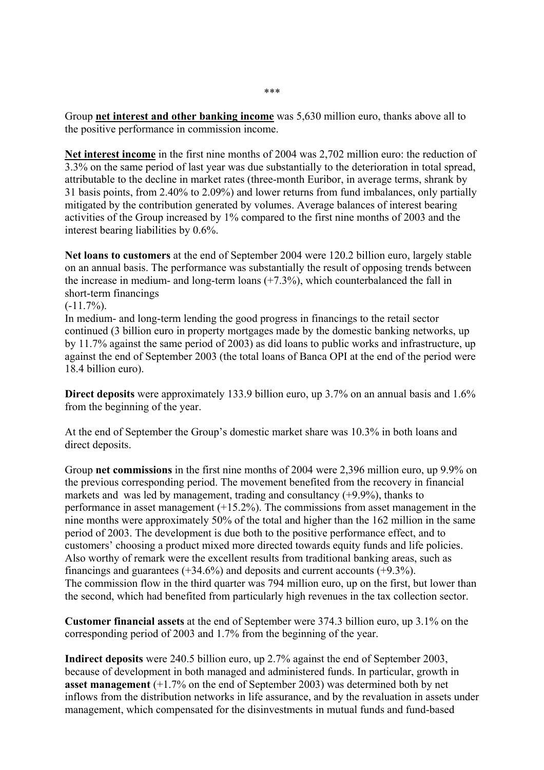\*\*\*

Group **<u>net interest and other banking income</u>** was 5,630 million euro, thanks above all to the positive performance in commission income.

**<u>Net interest income</u>** in the first nine months of 2004 was 2,702 million euro: the reduction of 3.3% on the same period of last year was due substantially to the deterioration in total spread, attributable to the decline in market rates (three-month Euribor, in average terms, shrank by 31 basis points, from 2.40% to 2.09%) and lower returns from fund imbalances, only partially mitigated by the contribution generated by volumes. Average balances of interest bearing activities of the Group increased by 1% compared to the first nine months of 2003 and the interest bearing liabilities by 0.6%.

**Net loans to customers** at the end of September 2004 were 120.2 billion euro, largely stable on an annual basis. The performance was substantially the result of opposing trends between the increase in medium- and long-term loans (+7.3%), which counterbalanced the fall in short-term financings
(-11.7%).
In medium- and long-term lending the good progress in financings to the retail sector continued (3 billion euro in property mortgages made by the domestic banking networks, up by 11.7% against the same period of 2003) as did loans to public works and infrastructure, up against the end of September 2003 (the total loans of Banca OPI at the end of the period were 18.4 billion euro).

**Direct deposits** were approximately 133.9 billion euro, up 3.7% on an annual basis and 1.6% from the beginning of the year.

At the end of September the Group's domestic market share was 10.3% in both loans and direct deposits.

Group **net commissions** in the first nine months of 2004 were 2,396 million euro, up 9.9% on the previous corresponding period. The movement benefited from the recovery in financial markets and was led by management, trading and consultancy (+9.9%), thanks to performance in asset management (+15.2%). The commissions from asset management in the nine months were approximately 50% of the total and higher than the 162 million in the same period of 2003. The development is due both to the positive performance effect, and to customers' choosing a product mixed more directed towards equity funds and life policies. Also worthy of remark were the excellent results from traditional banking areas, such as financings and guarantees (+34.6%) and deposits and current accounts (+9.3%).
The commission flow in the third quarter was 794 million euro, up on the first, but lower than the second, which had benefited from particularly high revenues in the tax collection sector.

**Customer financial assets** at the end of September were 374.3 billion euro, up 3.1% on the corresponding period of 2003 and 1.7% from the beginning of the year.

**Indirect deposits** were 240.5 billion euro, up 2.7% against the end of September 2003, because of development in both managed and administered funds. In particular, growth in **asset management** (+1.7% on the end of September 2003) was determined both by net inflows from the distribution networks in life assurance, and by the revaluation in assets under management, which compensated for the disinvestments in mutual funds and fund-based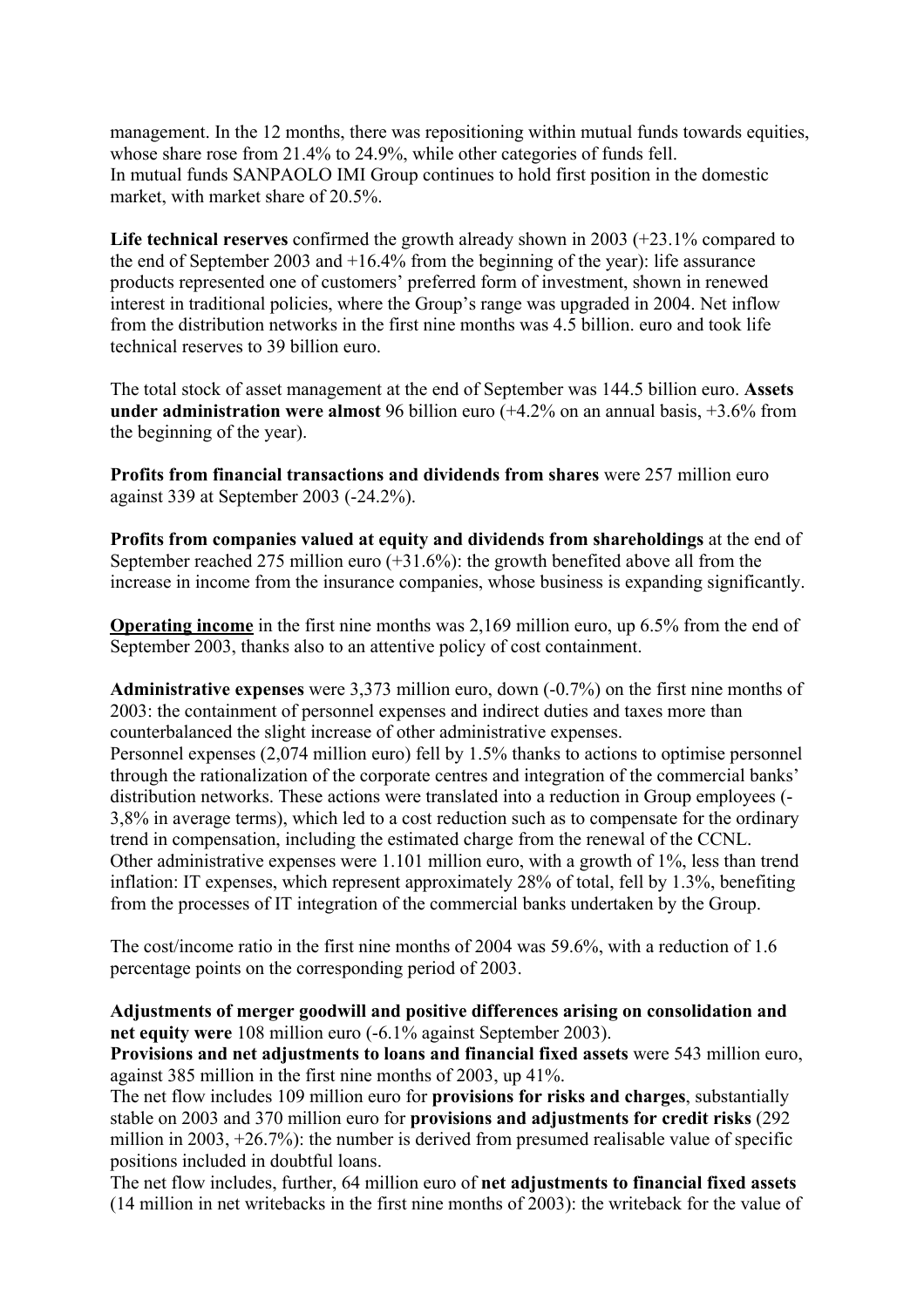management. In the 12 months, there was repositioning within mutual funds towards equities, whose share rose from 21.4% to 24.9%, while other categories of funds fell.
In mutual funds SANPAOLO IMI Group continues to hold first position in the domestic market, with market share of 20.5%.

**Life technical reserves** confirmed the growth already shown in 2003 (+23.1% compared to the end of September 2003 and +16.4% from the beginning of the year): life assurance products represented one of customers' preferred form of investment, shown in renewed interest in traditional policies, where the Group's range was upgraded in 2004. Net inflow from the distribution networks in the first nine months was 4.5 billion. euro and took life technical reserves to 39 billion euro.

The total stock of asset management at the end of September was 144.5 billion euro. **Assets under administration were almost** 96 billion euro (+4.2% on an annual basis, +3.6% from the beginning of the year).

**Profits from financial transactions and dividends from shares** were 257 million euro against 339 at September 2003 (-24.2%).

**Profits from companies valued at equity and dividends from shareholdings** at the end of September reached 275 million euro (+31.6%): the growth benefited above all from the increase in income from the insurance companies, whose business is expanding significantly.

**Operating income** in the first nine months was 2,169 million euro, up 6.5% from the end of September 2003, thanks also to an attentive policy of cost containment.

**Administrative expenses** were 3,373 million euro, down (-0.7%) on the first nine months of 2003: the containment of personnel expenses and indirect duties and taxes more than counterbalanced the slight increase of other administrative expenses.
Personnel expenses (2,074 million euro) fell by 1.5% thanks to actions to optimise personnel through the rationalization of the corporate centres and integration of the commercial banks' distribution networks. These actions were translated into a reduction in Group employees (-3,8% in average terms), which led to a cost reduction such as to compensate for the ordinary trend in compensation, including the estimated charge from the renewal of the CCNL.
Other administrative expenses were 1.101 million euro, with a growth of 1%, less than trend inflation: IT expenses, which represent approximately 28% of total, fell by 1.3%, benefiting from the processes of IT integration of the commercial banks undertaken by the Group.

The cost/income ratio in the first nine months of 2004 was 59.6%, with a reduction of 1.6 percentage points on the corresponding period of 2003.

**Adjustments of merger goodwill and positive differences arising on consolidation and net equity were** 108 million euro (-6.1% against September 2003).
**Provisions and net adjustments to loans and financial fixed assets** were 543 million euro, against 385 million in the first nine months of 2003, up 41%.
The net flow includes 109 million euro for **provisions for risks and charges**, substantially stable on 2003 and 370 million euro for **provisions and adjustments for credit risks** (292 million in 2003, +26.7%): the number is derived from presumed realisable value of specific positions included in doubtful loans.
The net flow includes, further, 64 million euro of **net adjustments to financial fixed assets** (14 million in net writebacks in the first nine months of 2003): the writeback for the value of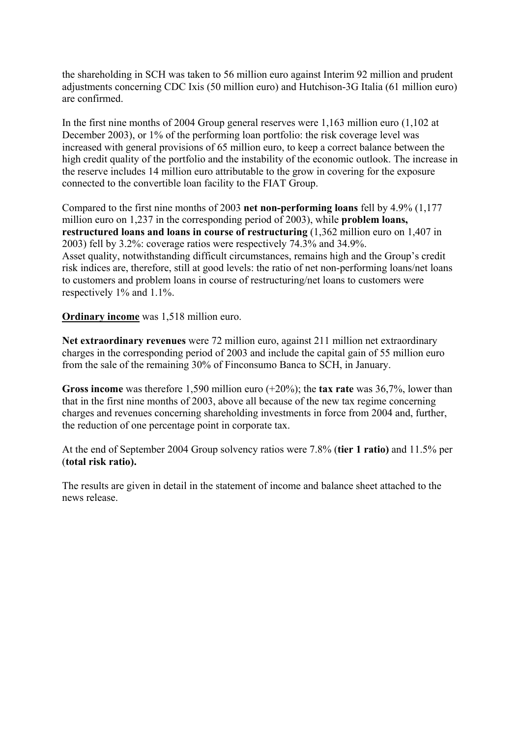the shareholding in SCH was taken to 56 million euro against Interim 92 million and prudent adjustments concerning CDC Ixis (50 million euro) and Hutchison-3G Italia (61 million euro) are confirmed.

In the first nine months of 2004 Group general reserves were 1,163 million euro (1,102 at December 2003), or 1% of the performing loan portfolio: the risk coverage level was increased with general provisions of 65 million euro, to keep a correct balance between the high credit quality of the portfolio and the instability of the economic outlook. The increase in the reserve includes 14 million euro attributable to the grow in covering for the exposure connected to the convertible loan facility to the FIAT Group.

Compared to the first nine months of 2003 **net non-performing loans** fell by 4.9% (1,177 million euro on 1,237 in the corresponding period of 2003), while **problem loans, restructured loans and loans in course of restructuring** (1,362 million euro on 1,407 in 2003) fell by 3.2%: coverage ratios were respectively 74.3% and 34.9%.
Asset quality, notwithstanding difficult circumstances, remains high and the Group's credit risk indices are, therefore, still at good levels: the ratio of net non-performing loans/net loans to customers and problem loans in course of restructuring/net loans to customers were respectively 1% and 1.1%.

**<u>Ordinary income</u>** was 1,518 million euro.

**Net extraordinary revenues** were 72 million euro, against 211 million net extraordinary charges in the corresponding period of 2003 and include the capital gain of 55 million euro from the sale of the remaining 30% of Finconsumo Banca to SCH, in January.

**Gross income** was therefore 1,590 million euro (+20%); the **tax rate** was 36,7%, lower than that in the first nine months of 2003, above all because of the new tax regime concerning charges and revenues concerning shareholding investments in force from 2004 and, further, the reduction of one percentage point in corporate tax.

At the end of September 2004 Group solvency ratios were 7.8% (**tier 1 ratio)** and 11.5% per (**total risk ratio).**

The results are given in detail in the statement of income and balance sheet attached to the news release.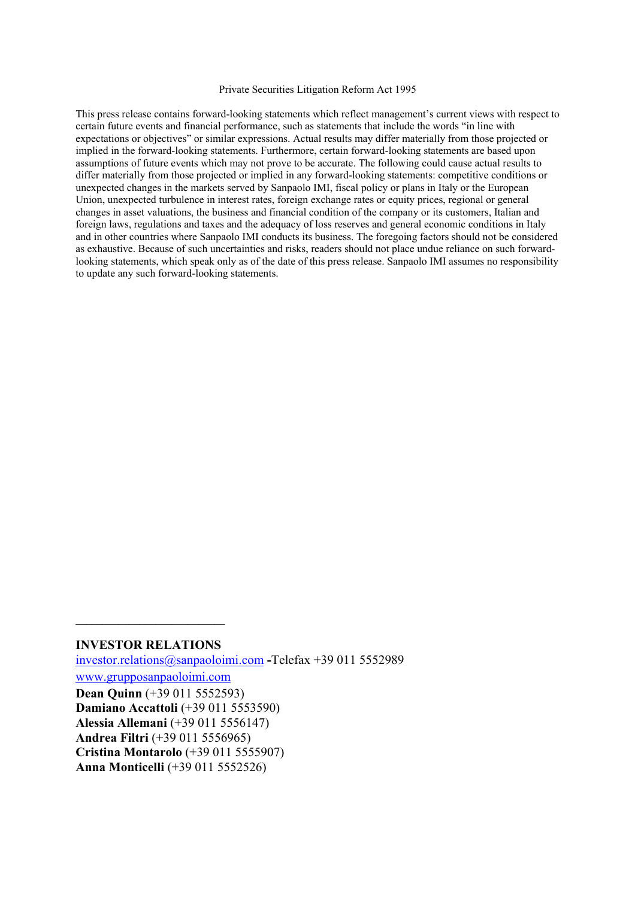Private Securities Litigation Reform Act 1995

This press release contains forward-looking statements which reflect management's current views with respect to certain future events and financial performance, such as statements that include the words "in line with expectations or objectives" or similar expressions. Actual results may differ materially from those projected or implied in the forward-looking statements. Furthermore, certain forward-looking statements are based upon assumptions of future events which may not prove to be accurate. The following could cause actual results to differ materially from those projected or implied in any forward-looking statements: competitive conditions or unexpected changes in the markets served by Sanpaolo IMI, fiscal policy or plans in Italy or the European Union, unexpected turbulence in interest rates, foreign exchange rates or equity prices, regional or general changes in asset valuations, the business and financial condition of the company or its customers, Italian and foreign laws, regulations and taxes and the adequacy of loss reserves and general economic conditions in Italy and in other countries where Sanpaolo IMI conducts its business. The foregoing factors should not be considered as exhaustive. Because of such uncertainties and risks, readers should not place undue reliance on such forward-looking statements, which speak only as of the date of this press release. Sanpaolo IMI assumes no responsibility to update any such forward-looking statements.

---

**INVESTOR RELATIONS**

investor.relations@sanpaoloimi.com -Telefax +39 011 5552989

www.grupposanpaoloimi.com

**Dean Quinn** (+39 011 5552593)
**Damiano Accattoli** (+39 011 5553590)
**Alessia Allemani** (+39 011 5556147)
**Andrea Filtri** (+39 011 5556965)
**Cristina Montarolo** (+39 011 5555907)
**Anna Monticelli** (+39 011 5552526)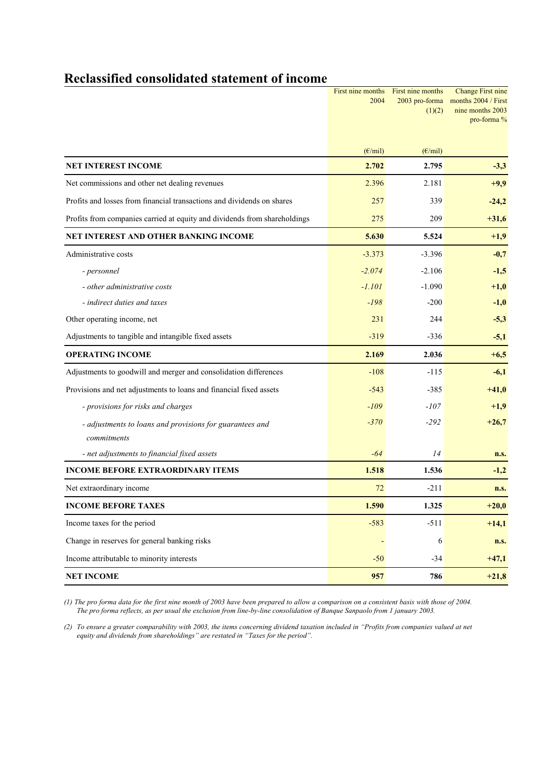# Reclassified consolidated statement of income

| | First nine months 2004 (€/mil) | First nine months 2003 pro-forma (1)(2) (€/mil) | Change First nine months 2004 / First nine months 2003 pro-forma % |
|---|---|---|---|
| **NET INTEREST INCOME** | **2.702** | **2.795** | **-3,3** |
| Net commissions and other net dealing revenues | 2.396 | 2.181 | **+9,9** |
| Profits and losses from financial transactions and dividends on shares | 257 | 339 | **-24,2** |
| Profits from companies carried at equity and dividends from shareholdings | 275 | 209 | **+31,6** |
| **NET INTEREST AND OTHER BANKING INCOME** | **5.630** | **5.524** | **+1,9** |
| Administrative costs | -3.373 | -3.396 | **-0,7** |
| *- personnel* | *-2.074* | -2.106 | **-1,5** |
| *- other administrative costs* | *-1.101* | -1.090 | **+1,0** |
| *- indirect duties and taxes* | *-198* | -200 | **-1,0** |
| Other operating income, net | 231 | 244 | **-5,3** |
| Adjustments to tangible and intangible fixed assets | -319 | -336 | **-5,1** |
| **OPERATING INCOME** | **2.169** | **2.036** | **+6,5** |
| Adjustments to goodwill and merger and consolidation differences | -108 | -115 | **-6,1** |
| Provisions and net adjustments to loans and financial fixed assets | -543 | -385 | **+41,0** |
| *- provisions for risks and charges* | *-109* | *-107* | **+1,9** |
| *- adjustments to loans and provisions for guarantees and commitments* | *-370* | *-292* | **+26,7** |
| *- net adjustments to financial fixed assets* | *-64* | *14* | **n.s.** |
| **INCOME BEFORE EXTRAORDINARY ITEMS** | **1.518** | **1.536** | **-1,2** |
| Net extraordinary income | 72 | -211 | **n.s.** |
| **INCOME BEFORE TAXES** | **1.590** | **1.325** | **+20,0** |
| Income taxes for the period | -583 | -511 | **+14,1** |
| Change in reserves for general banking risks | - | 6 | **n.s.** |
| Income attributable to minority interests | -50 | -34 | **+47,1** |
| **NET INCOME** | **957** | **786** | **+21,8** |

*(1) The pro forma data for the first nine month of 2003 have been prepared to allow a comparison on a consistent basis with those of 2004. The pro forma reflects, as per usual the exclusion from line-by-line consolidation of Banque Sanpaolo from 1 january 2003.*

*(2) To ensure a greater comparability with 2003, the items concerning dividend taxation included in "Profits from companies valued at net equity and dividends from shareholdings" are restated in "Taxes for the period".*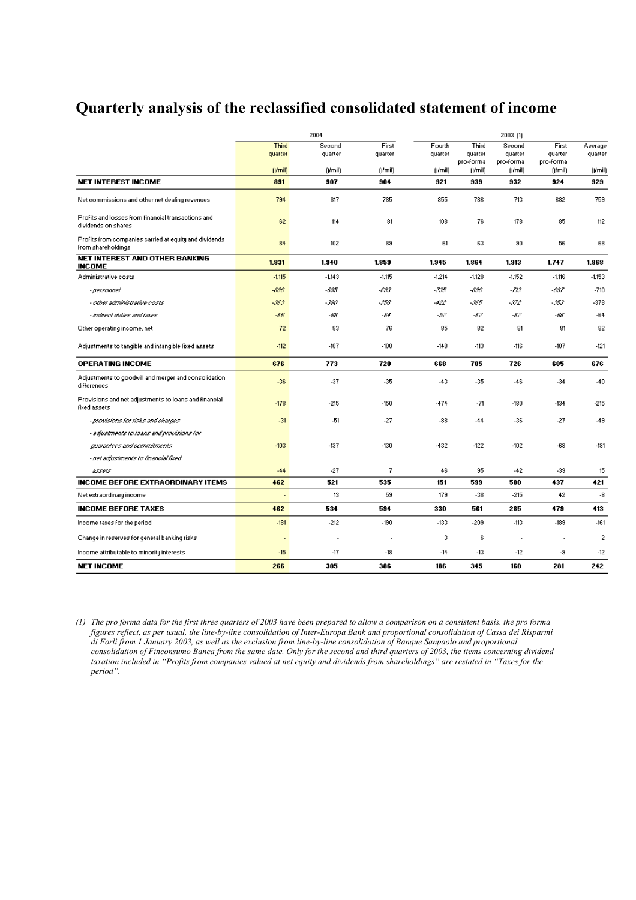# Quarterly analysis of the reclassified consolidated statement of income

| | 2004 | | | 2003 (1) | | | | |
|---|---|---|---|---|---|---|---|---|
| | Third quarter | Second quarter | First quarter | Fourth quarter | Third quarter pro-forma | Second quarter pro-forma | First quarter pro-forma | Average quarter |
| | (€/mil) | (€/mil) | (€/mil) | (€/mil) | (€/mil) | (€/mil) | (€/mil) | (€/mil) |
| **NET INTEREST INCOME** | **891** | **907** | **904** | **921** | **939** | **932** | **924** | **929** |
| Net commissions and other net dealing revenues | 794 | 817 | 785 | 855 | 786 | 713 | 682 | 759 |
| Profits and losses from financial transactions and dividends on shares | 62 | 114 | 81 | 108 | 76 | 178 | 85 | 112 |
| Profits from companies carried at equity and dividends from shareholdings | 84 | 102 | 89 | 61 | 63 | 90 | 56 | 68 |
| **NET INTEREST AND OTHER BANKING INCOME** | **1.831** | **1.940** | **1.859** | **1.945** | **1.864** | **1.913** | **1.747** | **1.868** |
| Administrative costs | -1.115 | -1.143 | -1.115 | -1.214 | -1.128 | -1.152 | -1.116 | -1.153 |
| *- personnel* | *-686* | *-695* | *-693* | *-735* | *-696* | *-713* | *-697* | -710 |
| *- other administrative costs* | *-363* | *-380* | *-358* | *-422* | *-365* | *-372* | *-353* | -378 |
| *- indirect duties and taxes* | *-66* | *-68* | *-64* | *-57* | *-67* | *-67* | *-66* | -64 |
| Other operating income, net | 72 | 83 | 76 | 85 | 82 | 81 | 81 | 82 |
| Adjustments to tangible and intangible fixed assets | -112 | -107 | -100 | -148 | -113 | -116 | -107 | -121 |
| **OPERATING INCOME** | **676** | **773** | **720** | **668** | **705** | **726** | **605** | **676** |
| Adjustments to goodwill and merger and consolidation differences | -36 | -37 | -35 | -43 | -35 | -46 | -34 | -40 |
| Provisions and net adjustments to loans and financial fixed assets | -178 | -215 | -150 | -474 | -71 | -180 | -134 | -215 |
| *- provisions for risks and charges* | -31 | -51 | -27 | -88 | -44 | -36 | -27 | -49 |
| *- adjustments to loans and provisions for guarantees and commitments* | -103 | -137 | -130 | -432 | -122 | -102 | -68 | -181 |
| *- net adjustments to financial fixed assets* | -44 | -27 | 7 | 46 | 95 | -42 | -39 | 15 |
| **INCOME BEFORE EXTRAORDINARY ITEMS** | **462** | **521** | **535** | **151** | **599** | **500** | **437** | **421** |
| Net extraordinary income | - | 13 | 59 | 179 | -38 | -215 | 42 | -8 |
| **INCOME BEFORE TAXES** | **462** | **534** | **594** | **330** | **561** | **285** | **479** | **413** |
| Income taxes for the period | -181 | -212 | -190 | -133 | -209 | -113 | -189 | -161 |
| Change in reserves for general banking risks | - | - | - | 3 | 6 | - | - | 2 |
| Income attributable to minority interests | -15 | -17 | -18 | -14 | -13 | -12 | -9 | -12 |
| **NET INCOME** | **266** | **305** | **386** | **186** | **345** | **160** | **281** | **242** |

(1) *The pro forma data for the first three quarters of 2003 have been prepared to allow a comparison on a consistent basis. the pro forma figures reflect, as per usual, the line-by-line consolidation of Inter-Europa Bank and proportional consolidation of Cassa dei Risparmi di Forlì from 1 January 2003, as well as the exclusion from line-by-line consolidation of Banque Sanpaolo and proportional consolidation of Finconsumo Banca from the same date. Only for the second and third quarters of 2003, the items concerning dividend taxation included in "Profits from companies valued at net equity and dividends from shareholdings" are restated in "Taxes for the period".*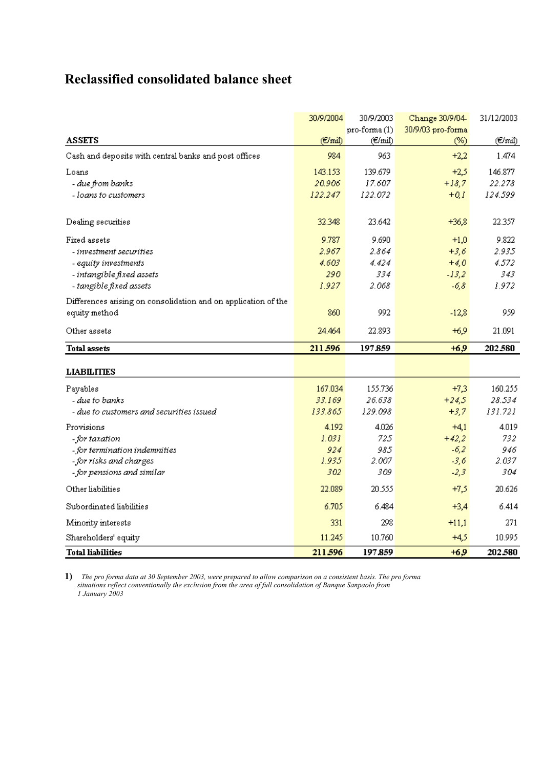# Reclassified consolidated balance sheet

| ASSETS | 30/9/2004 (€/mil) | 30/9/2003 pro-forma (1) (€/mil) | Change 30/9/04-30/9/03 pro-forma (%) | 31/12/2003 (€/mil) |
|---|---|---|---|---|
| Cash and deposits with central banks and post offices | 984 | 963 | +2,2 | 1.474 |
| Loans | 143.153 | 139.679 | +2,5 | 146.877 |
| *- due from banks* | *20.906* | *17.607* | *+18,7* | *22.278* |
| *- loans to customers* | *122.247* | *122.072* | *+0,1* | *124.599* |
| Dealing securities | 32.348 | 23.642 | +36,8 | 22.357 |
| Fixed assets | 9.787 | 9.690 | +1,0 | 9.822 |
| *- investment securities* | *2.967* | *2.864* | *+3,6* | *2.935* |
| *- equity investments* | *4.603* | *4.424* | *+4,0* | *4.572* |
| *- intangible fixed assets* | *290* | *334* | *-13,2* | *343* |
| *- tangible fixed assets* | *1.927* | *2.068* | *-6,8* | *1.972* |
| Differences arising on consolidation and on application of the equity method | 860 | 992 | -12,8 | 959 |
| Other assets | 24.464 | 22.893 | +6,9 | 21.091 |
| **Total assets** | **211.596** | **197.859** | **+6,9** | **202.580** |
| **LIABILITIES** | | | | |
| Payables | 167.034 | 155.736 | +7,3 | 160.255 |
| *- due to banks* | *33.169* | *26.638* | *+24,5* | *28.534* |
| *- due to customers and securities issued* | *133.865* | *129.098* | *+3,7* | *131.721* |
| Provisions | 4.192 | 4.026 | +4,1 | 4.019 |
| *- for taxation* | *1.031* | *725* | *+42,2* | *732* |
| *- for termination indemnities* | *924* | *985* | *-6,2* | *946* |
| *- for risks and charges* | *1.935* | *2.007* | *-3,6* | *2.037* |
| *- for pensions and similar* | *302* | *309* | *-2,3* | *304* |
| Other liabilities | 22.089 | 20.555 | +7,5 | 20.626 |
| Subordinated liabilities | 6.705 | 6.484 | +3,4 | 6.414 |
| Minority interests | 331 | 298 | +11,1 | 271 |
| Shareholders' equity | 11.245 | 10.760 | +4,5 | 10.995 |
| **Total liabilities** | **211.596** | **197.859** | **+6,9** | **202.580** |

**1)** *The pro forma data at 30 September 2003, were prepared to allow comparison on a consistent basis. The pro forma situations reflect conventionally the exclusion from the area of full consolidation of Banque Sanpaolo from 1 January 2003*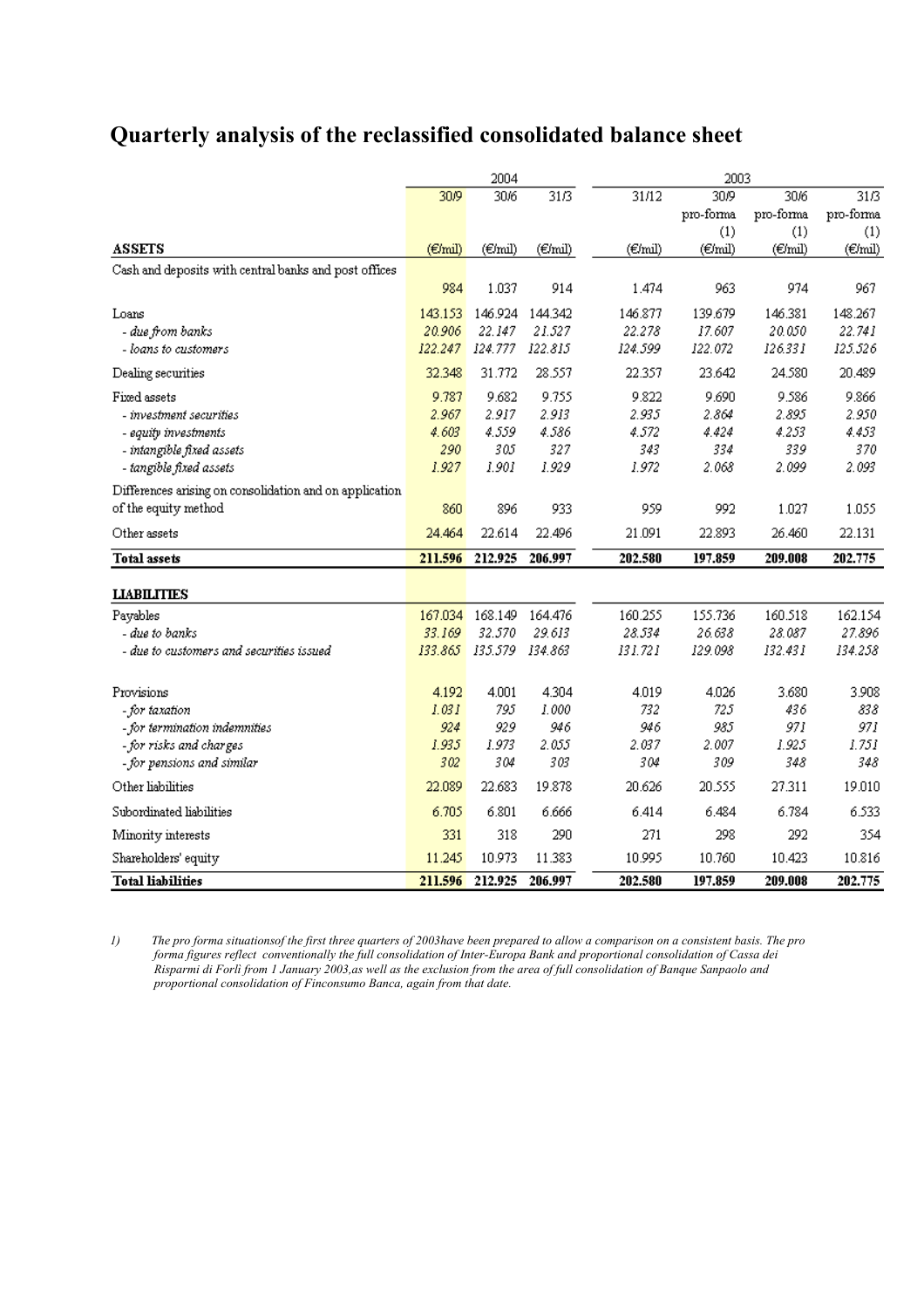# Quarterly analysis of the reclassified consolidated balance sheet

| | 2004 | | | 2003 | | | |
|---|---|---|---|---|---|---|---|
| | 30/9 | 30/6 | 31/3 | 31/12 | 30/9 pro-forma (1) | 30/6 pro-forma (1) | 31/3 pro-forma (1) |
| **ASSETS** | (€/mil) | (€/mil) | (€/mil) | (€/mil) | (€/mil) | (€/mil) | (€/mil) |
| Cash and deposits with central banks and post offices | 984 | 1.037 | 914 | 1.474 | 963 | 974 | 967 |
| Loans | 143.153 | 146.924 | 144.342 | 146.877 | 139.679 | 146.381 | 148.267 |
| *- due from banks* | *20.906* | *22.147* | *21.527* | *22.278* | *17.607* | *20.050* | *22.741* |
| *- loans to customers* | *122.247* | *124.777* | *122.815* | *124.599* | *122.072* | *126.331* | *125.526* |
| Dealing securities | 32.348 | 31.772 | 28.557 | 22.357 | 23.642 | 24.580 | 20.489 |
| Fixed assets | 9.787 | 9.682 | 9.755 | 9.822 | 9.690 | 9.586 | 9.866 |
| *- investment securities* | *2.967* | *2.917* | *2.913* | *2.935* | *2.864* | *2.895* | *2.950* |
| *- equity investments* | *4.603* | *4.559* | *4.586* | *4.572* | *4.424* | *4.253* | *4.453* |
| *- intangible fixed assets* | *290* | *305* | *327* | *343* | *334* | *339* | *370* |
| *- tangible fixed assets* | *1.927* | *1.901* | *1.929* | *1.972* | *2.068* | *2.099* | *2.093* |
| Differences arising on consolidation and on application of the equity method | 860 | 896 | 933 | 959 | 992 | 1.027 | 1.055 |
| Other assets | 24.464 | 22.614 | 22.496 | 21.091 | 22.893 | 26.460 | 22.131 |
| **Total assets** | **211.596** | **212.925** | **206.997** | **202.580** | **197.859** | **209.008** | **202.775** |
| **LIABILITIES** | | | | | | | |
| Payables | 167.034 | 168.149 | 164.476 | 160.255 | 155.736 | 160.518 | 162.154 |
| *- due to banks* | *33.169* | *32.570* | *29.613* | *28.534* | *26.638* | *28.087* | *27.896* |
| *- due to customers and securities issued* | *133.865* | *135.579* | *134.863* | *131.721* | *129.098* | *132.431* | *134.258* |
| Provisions | 4.192 | 4.001 | 4.304 | 4.019 | 4.026 | 3.680 | 3.908 |
| *- for taxation* | *1.031* | *795* | *1.000* | *732* | *725* | *436* | *838* |
| *- for termination indemnities* | *924* | *929* | *946* | *946* | *985* | *971* | *971* |
| *- for risks and charges* | *1.935* | *1.973* | *2.055* | *2.037* | *2.007* | *1.925* | *1.751* |
| *- for pensions and similar* | *302* | *304* | *303* | *304* | *309* | *348* | *348* |
| Other liabilities | 22.089 | 22.683 | 19.878 | 20.626 | 20.555 | 27.311 | 19.010 |
| Subordinated liabilities | 6.705 | 6.801 | 6.666 | 6.414 | 6.484 | 6.784 | 6.533 |
| Minority interests | 331 | 318 | 290 | 271 | 298 | 292 | 354 |
| Shareholders' equity | 11.245 | 10.973 | 11.383 | 10.995 | 10.760 | 10.423 | 10.816 |
| **Total liabilities** | **211.596** | **212.925** | **206.997** | **202.580** | **197.859** | **209.008** | **202.775** |

*1) The pro forma situationsof the first three quarters of 2003have been prepared to allow a comparison on a consistent basis. The pro forma figures reflect conventionally the full consolidation of Inter-Europa Bank and proportional consolidation of Cassa dei Risparmi di Forlì from 1 January 2003,as well as the exclusion from the area of full consolidation of Banque Sanpaolo and proportional consolidation of Finconsumo Banca, again from that date.*